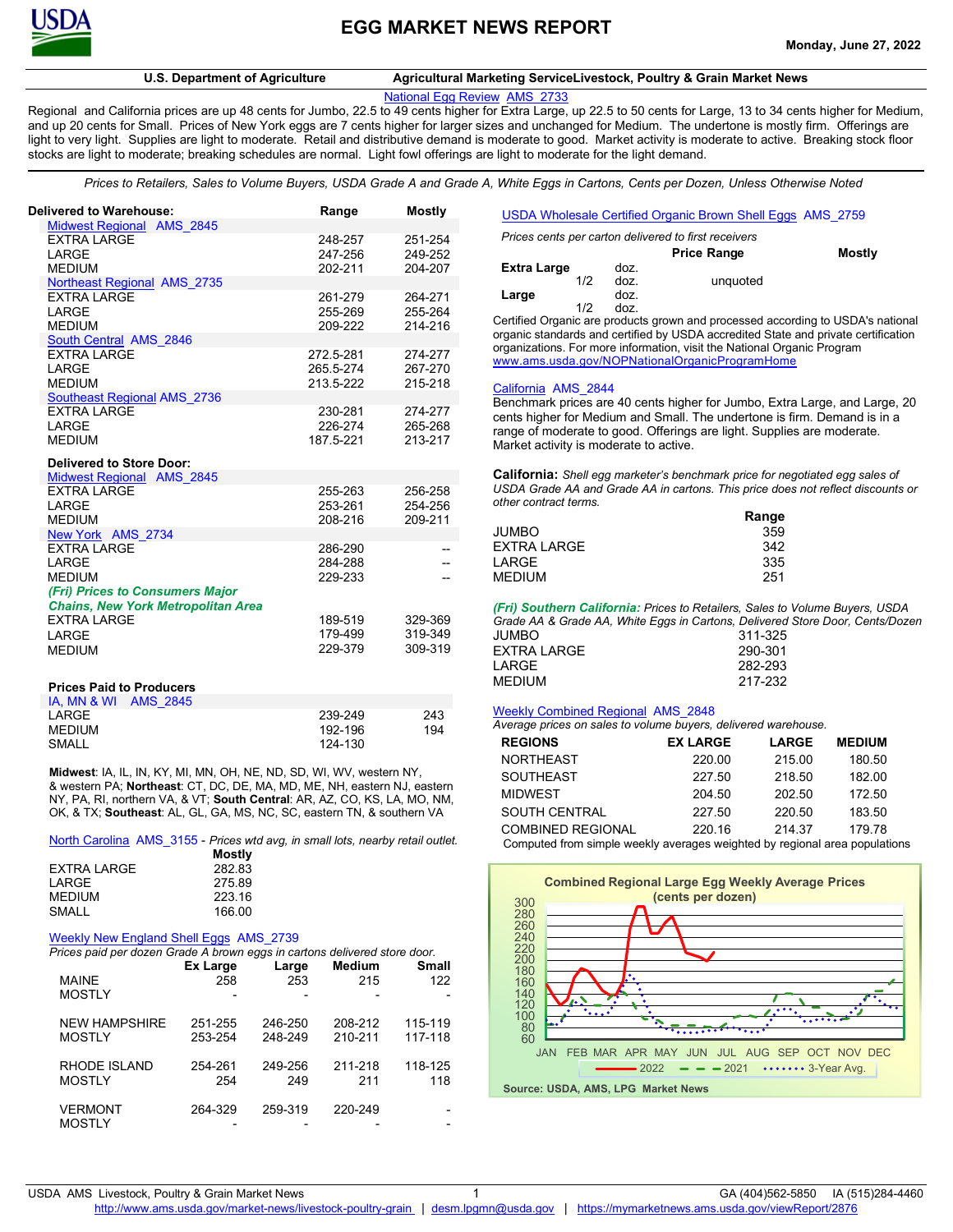# EGG MARKET NEWS REPORT

**Monday, June 27, 2022**

**U.S. Department of Agriculture** — **Agricultural Marketing ServiceLivestock, Poultry & Grain Market News**

National Egg Review AMS_2733

Regional and California prices are up 48 cents for Jumbo, 22.5 to 49 cents higher for Extra Large, up 22.5 to 50 cents for Large, 13 to 34 cents higher for Medium, and up 20 cents for Small. Prices of New York eggs are 7 cents higher for larger sizes and unchanged for Medium. The undertone is mostly firm. Offerings are light to very light. Supplies are light to moderate. Retail and distributive demand is moderate to good. Market activity is moderate to active. Breaking stock floor stocks are light to moderate; breaking schedules are normal. Light fowl offerings are light to moderate for the light demand.

*Prices to Retailers, Sales to Volume Buyers, USDA Grade A and Grade A, White Eggs in Cartons, Cents per Dozen, Unless Otherwise Noted*

| **Delivered to Warehouse:** | **Range** | **Mostly** |
|---|---|---|
| Midwest Regional AMS_2845 | | |
| EXTRA LARGE | 248-257 | 251-254 |
| LARGE | 247-256 | 249-252 |
| MEDIUM | 202-211 | 204-207 |
| Northeast Regional AMS_2735 | | |
| EXTRA LARGE | 261-279 | 264-271 |
| LARGE | 255-269 | 255-264 |
| MEDIUM | 209-222 | 214-216 |
| South Central AMS_2846 | | |
| EXTRA LARGE | 272.5-281 | 274-277 |
| LARGE | 265.5-274 | 267-270 |
| MEDIUM | 213.5-222 | 215-218 |
| Southeast Regional AMS_2736 | | |
| EXTRA LARGE | 230-281 | 274-277 |
| LARGE | 226-274 | 265-268 |
| MEDIUM | 187.5-221 | 213-217 |
| **Delivered to Store Door:** | | |
| Midwest Regional AMS_2845 | | |
| EXTRA LARGE | 255-263 | 256-258 |
| LARGE | 253-261 | 254-256 |
| MEDIUM | 208-216 | 209-211 |
| New York AMS_2734 | | |
| EXTRA LARGE | 286-290 | -- |
| LARGE | 284-288 | -- |
| MEDIUM | 229-233 | -- |
| ***(Fri) Prices to Consumers Major Chains, New York Metropolitan Area*** | | |
| EXTRA LARGE | 189-519 | 329-369 |
| LARGE | 179-499 | 319-349 |
| MEDIUM | 229-379 | 309-319 |

**Prices Paid to Producers**

| IA, MN & WI AMS_2845 | Range | Mostly |
|---|---|---|
| LARGE | 239-249 | 243 |
| MEDIUM | 192-196 | 194 |
| SMALL | 124-130 | |

**Midwest**: IA, IL, IN, KY, MI, MN, OH, NE, ND, SD, WI, WV, western NY, & western PA; **Northeast**: CT, DC, DE, MA, MD, ME, NH, eastern NJ, eastern NY, PA, RI, northern VA, & VT; **South Central**: AR, AZ, CO, KS, LA, MO, NM, OK, & TX; **Southeast**: AL, GL, GA, MS, NC, SC, eastern TN, & southern VA

North Carolina AMS_3155 - *Prices wtd avg, in small lots, nearby retail outlet.*

| | Mostly |
|---|---|
| EXTRA LARGE | 282.83 |
| LARGE | 275.89 |
| MEDIUM | 223.16 |
| SMALL | 166.00 |

Weekly New England Shell Eggs AMS_2739

*Prices paid per dozen Grade A brown eggs in cartons delivered store door.*

| | Ex Large | Large | Medium | Small |
|---|---|---|---|---|
| MAINE | 258 | 253 | 215 | 122 |
| MOSTLY | - | - | - | - |
| NEW HAMPSHIRE | 251-255 | 246-250 | 208-212 | 115-119 |
| MOSTLY | 253-254 | 248-249 | 210-211 | 117-118 |
| RHODE ISLAND | 254-261 | 249-256 | 211-218 | 118-125 |
| MOSTLY | 254 | 249 | 211 | 118 |
| VERMONT | 264-329 | 259-319 | 220-249 | - |
| MOSTLY | - | - | - | - |

USDA Wholesale Certified Organic Brown Shell Eggs AMS_2759

*Prices cents per carton delivered to first receivers*

| | | Price Range | Mostly |
|---|---|---|---|
| **Extra Large** | doz. | | |
| 1/2 | doz. | unquoted | |
| **Large** | doz. | | |
| 1/2 | doz. | | |

Certified Organic are products grown and processed according to USDA's national organic standards and certified by USDA accredited State and private certification organizations. For more information, visit the National Organic Program www.ams.usda.gov/NOPNationalOrganicProgramHome

California AMS_2844

Benchmark prices are 40 cents higher for Jumbo, Extra Large, and Large, 20 cents higher for Medium and Small. The undertone is firm. Demand is in a range of moderate to good. Offerings are light. Supplies are moderate. Market activity is moderate to active.

**California:** *Shell egg marketer's benchmark price for negotiated egg sales of USDA Grade AA and Grade AA in cartons. This price does not reflect discounts or other contract terms.*

| | Range |
|---|---|
| JUMBO | 359 |
| EXTRA LARGE | 342 |
| LARGE | 335 |
| MEDIUM | 251 |

***(Fri) Southern California:*** *Prices to Retailers, Sales to Volume Buyers, USDA Grade AA & Grade AA, White Eggs in Cartons, Delivered Store Door, Cents/Dozen*

| | |
|---|---|
| JUMBO | 311-325 |
| EXTRA LARGE | 290-301 |
| LARGE | 282-293 |
| MEDIUM | 217-232 |

Weekly Combined Regional AMS_2848

*Average prices on sales to volume buyers, delivered warehouse.*

| REGIONS | EX LARGE | LARGE | MEDIUM |
|---|---|---|---|
| NORTHEAST | 220.00 | 215.00 | 180.50 |
| SOUTHEAST | 227.50 | 218.50 | 182.00 |
| MIDWEST | 204.50 | 202.50 | 172.50 |
| SOUTH CENTRAL | 227.50 | 220.50 | 183.50 |
| COMBINED REGIONAL | 220.16 | 214.37 | 179.78 |

Computed from simple weekly averages weighted by regional area populations

**Combined Regional Large Egg Weekly Average Prices (cents per dozen)**

Source: USDA, AMS, LPG Market News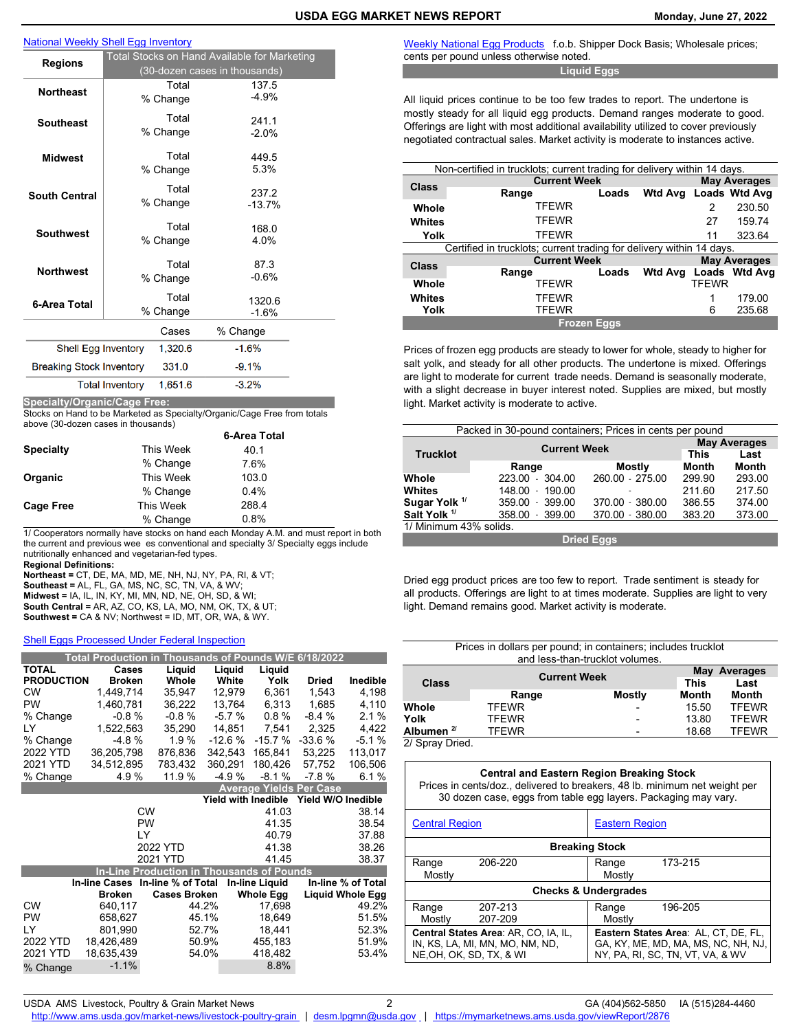## National Weekly Shell Egg Inventory

| Regions | | Total Stocks on Hand Available for Marketing (30-dozen cases in thousands) |
|---|---|---|
| Northeast | Total | 137.5 |
| | % Change | -4.9% |
| Southeast | Total | 241.1 |
| | % Change | -2.0% |
| Midwest | Total | 449.5 |
| | % Change | 5.3% |
| South Central | Total | 237.2 |
| | % Change | -13.7% |
| Southwest | Total | 168.0 |
| | % Change | 4.0% |
| Northwest | Total | 87.3 |
| | % Change | -0.6% |
| 6-Area Total | Total | 1320.6 |
| | % Change | -1.6% |

| | Cases | % Change |
|---|---|---|
| Shell Egg Inventory | 1,320.6 | -1.6% |
| Breaking Stock Inventory | 331.0 | -9.1% |
| Total Inventory | 1,651.6 | -3.2% |

### Specialty/Organic/Cage Free:

Stocks on Hand to be Marketed as Specialty/Organic/Cage Free from totals above (30-dozen cases in thousands)

| | | 6-Area Total |
|---|---|---|
| Specialty | This Week | 40.1 |
| | % Change | 7.6% |
| Organic | This Week | 103.0 |
| | % Change | 0.4% |
| Cage Free | This Week | 288.4 |
| | % Change | 0.8% |

1/ Cooperators normally have stocks on hand each Monday A.M. and must report in both the current and previous wee es conventional and specialty 3/ Specialty eggs include nutritionally enhanced and vegetarian-fed types.

**Regional Definitions:**
**Northeast =** CT, DE, MA, MD, ME, NH, NJ, NY, PA, RI, & VT;
**Southeast =** AL, FL, GA, MS, NC, SC, TN, VA, & WV;
**Midwest =** IA, IL, IN, KY, MI, MN, ND, NE, OH, SD, & WI;
**South Central =** AR, AZ, CO, KS, LA, MO, NM, OK, TX, & UT;
**Southwest =** CA & NV; Northwest = ID, MT, OR, WA, & WY.

## Shell Eggs Processed Under Federal Inspection

**Total Production in Thousands of Pounds W/E 6/18/2022**

| TOTAL PRODUCTION | Cases Broken | Liquid Whole | Liquid White | Liquid Yolk | Dried | Inedible |
|---|---|---|---|---|---|---|
| CW | 1,449,714 | 35,947 | 12,979 | 6,361 | 1,543 | 4,198 |
| PW | 1,460,781 | 36,222 | 13,764 | 6,313 | 1,685 | 4,110 |
| % Change | -0.8 % | -0.8 % | -5.7 % | 0.8 % | -8.4 % | 2.1 % |
| LY | 1,522,563 | 35,290 | 14,851 | 7,541 | 2,325 | 4,422 |
| % Change | -4.8 % | 1.9 % | -12.6 % | -15.7 % | -33.6 % | -5.1 % |
| 2022 YTD | 36,205,798 | 876,836 | 342,543 | 165,841 | 53,225 | 113,017 |
| 2021 YTD | 34,512,895 | 783,432 | 360,291 | 180,426 | 57,752 | 106,506 |
| % Change | 4.9 % | 11.9 % | -4.9 % | -8.1 % | -7.8 % | 6.1 % |

**Average Yields Per Case**

| | Yield with Inedible | Yield W/O Inedible |
|---|---|---|
| CW | 41.03 | 38.14 |
| PW | 41.35 | 38.54 |
| LY | 40.79 | 37.88 |
| 2022 YTD | 41.38 | 38.26 |
| 2021 YTD | 41.45 | 38.37 |

**In-Line Production in Thousands of Pounds**

| | In-line Cases Broken | In-line % of Total Cases Broken | In-line Liquid Whole Egg | In-line % of Total Liquid Whole Egg |
|---|---|---|---|---|
| CW | 640,117 | 44.2% | 17,698 | 49.2% |
| PW | 658,627 | 45.1% | 18,649 | 51.5% |
| LY | 801,990 | 52.7% | 18,441 | 52.3% |
| 2022 YTD | 18,426,489 | 50.9% | 455,183 | 51.9% |
| 2021 YTD | 18,635,439 | 54.0% | 418,482 | 53.4% |
| % Change | -1.1% | | 8.8% | |

## Weekly National Egg Products

f.o.b. Shipper Dock Basis; Wholesale prices; cents per pound unless otherwise noted.

### Liquid Eggs

All liquid prices continue to be too few trades to report. The undertone is mostly steady for all liquid egg products. Demand ranges moderate to good. Offerings are light with most additional availability utilized to cover previously negotiated contractual sales. Market activity is moderate to instances active.

Non-certified in trucklots; current trading for delivery within 14 days.

| Class | Current Week Range | Loads | Wtd Avg | May Averages Loads | May Averages Wtd Avg |
|---|---|---|---|---|---|
| Whole | TFEWR | | | 2 | 230.50 |
| Whites | TFEWR | | | 27 | 159.74 |
| Yolk | TFEWR | | | 11 | 323.64 |

Certified in trucklots; current trading for delivery within 14 days.

| Class | Current Week Range | Loads | Wtd Avg | May Averages Loads | May Averages Wtd Avg |
|---|---|---|---|---|---|
| Whole | TFEWR | | | TFEWR | |
| Whites | TFEWR | | | 1 | 179.00 |
| Yolk | TFEWR | | | 6 | 235.68 |

### Frozen Eggs

Prices of frozen egg products are steady to lower for whole, steady to higher for salt yolk, and steady for all other products. The undertone is mixed. Offerings are light to moderate for current trade needs. Demand is seasonally moderate, with a slight decrease in buyer interest noted. Supplies are mixed, but mostly light. Market activity is moderate to active.

Packed in 30-pound containers; Prices in cents per pound

| Trucklot | Current Week Range | Current Week Mostly | May Averages This Month | May Averages Last Month |
|---|---|---|---|---|
| Whole | 223.00 - 304.00 | 260.00 - 275.00 | 299.90 | 293.00 |
| Whites | 148.00 - 190.00 | - | 211.60 | 217.50 |
| Sugar Yolk [1/] | 359.00 - 399.00 | 370.00 - 380.00 | 386.55 | 374.00 |
| Salt Yolk [1/] | 358.00 - 399.00 | 370.00 - 380.00 | 383.20 | 373.00 |

1/ Minimum 43% solids.

### Dried Eggs

Dried egg product prices are too few to report. Trade sentiment is steady for all products. Offerings are light to at times moderate. Supplies are light to very light. Demand remains good. Market activity is moderate.

Prices in dollars per pound; in containers; includes trucklot and less-than-trucklot volumes.

| Class | Current Week Range | Current Week Mostly | May Averages This Month | May Averages Last Month |
|---|---|---|---|---|
| Whole | TFEWR | - | 15.50 | TFEWR |
| Yolk | TFEWR | - | 13.80 | TFEWR |
| Albumen [2/] | TFEWR | - | 18.68 | TFEWR |

2/ Spray Dried.

### Central and Eastern Region Breaking Stock

Prices in cents/doz., delivered to breakers, 48 lb. minimum net weight per 30 dozen case, eggs from table egg layers. Packaging may vary.

| | Central Region | Eastern Region |
|---|---|---|
| **Breaking Stock** | | |
| Range | 206-220 | 173-215 |
| Mostly | | |
| **Checks & Undergrades** | | |
| Range | 207-213 | 196-205 |
| Mostly | 207-209 | |

**Central States Area**: AR, CO, IA, IL, IN, KS, LA, MI, MN, MO, NM, ND, NE,OH, OK, SD, TX, & WI

**Eastern States Area**: AL, CT, DE, FL, GA, KY, ME, MD, MA, MS, NC, NH, NJ, NY, PA, RI, SC, TN, VT, VA, & WV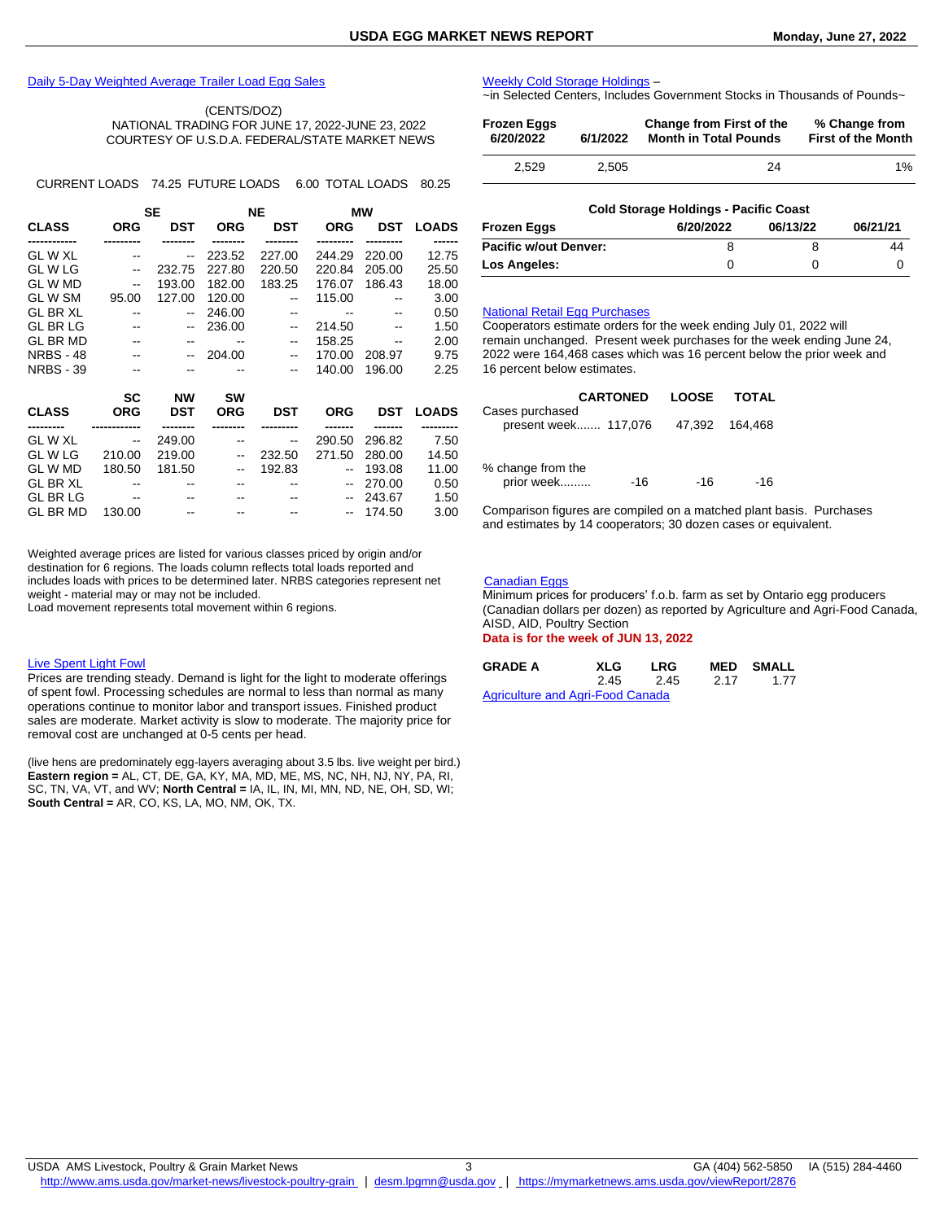## Daily 5-Day Weighted Average Trailer Load Egg Sales

(CENTS/DOZ)
NATIONAL TRADING FOR JUNE 17, 2022-JUNE 23, 2022
COURTESY OF U.S.D.A. FEDERAL/STATE MARKET NEWS

CURRENT LOADS 74.25 FUTURE LOADS 6.00 TOTAL LOADS 80.25

| | SE | | NE | | MW | | |
|---|---|---|---|---|---|---|---|
| CLASS | ORG | DST | ORG | DST | ORG | DST | LOADS |
| GL W XL | -- | -- | 223.52 | 227.00 | 244.29 | 220.00 | 12.75 |
| GL W LG | -- | 232.75 | 227.80 | 220.50 | 220.84 | 205.00 | 25.50 |
| GL W MD | -- | 193.00 | 182.00 | 183.25 | 176.07 | 186.43 | 18.00 |
| GL W SM | 95.00 | 127.00 | 120.00 | -- | 115.00 | -- | 3.00 |
| GL BR XL | -- | -- | 246.00 | -- | -- | -- | 0.50 |
| GL BR LG | -- | -- | 236.00 | -- | 214.50 | -- | 1.50 |
| GL BR MD | -- | -- | -- | -- | 158.25 | -- | 2.00 |
| NRBS - 48 | -- | -- | 204.00 | -- | 170.00 | 208.97 | 9.75 |
| NRBS - 39 | -- | -- | -- | -- | 140.00 | 196.00 | 2.25 |

| | SC | NW | SW | | | | |
|---|---|---|---|---|---|---|---|
| CLASS | ORG | DST | ORG | DST | ORG | DST | LOADS |
| GL W XL | -- | 249.00 | -- | -- | 290.50 | 296.82 | 7.50 |
| GL W LG | 210.00 | 219.00 | -- | 232.50 | 271.50 | 280.00 | 14.50 |
| GL W MD | 180.50 | 181.50 | -- | 192.83 | -- | 193.08 | 11.00 |
| GL BR XL | -- | -- | -- | -- | -- | 270.00 | 0.50 |
| GL BR LG | -- | -- | -- | -- | -- | 243.67 | 1.50 |
| GL BR MD | 130.00 | -- | -- | -- | -- | 174.50 | 3.00 |

Weighted average prices are listed for various classes priced by origin and/or destination for 6 regions. The loads column reflects total loads reported and includes loads with prices to be determined later. NRBS categories represent net weight - material may or may not be included.
Load movement represents total movement within 6 regions.

## Live Spent Light Fowl

Prices are trending steady. Demand is light for the light to moderate offerings of spent fowl. Processing schedules are normal to less than normal as many operations continue to monitor labor and transport issues. Finished product sales are moderate. Market activity is slow to moderate. The majority price for removal cost are unchanged at 0-5 cents per head.

(live hens are predominately egg-layers averaging about 3.5 lbs. live weight per bird.) **Eastern region =** AL, CT, DE, GA, KY, MA, MD, ME, MS, NC, NH, NJ, NY, PA, RI, SC, TN, VA, VT, and WV; **North Central =** IA, IL, IN, MI, MN, ND, NE, OH, SD, WI; **South Central =** AR, CO, KS, LA, MO, NM, OK, TX.

## Weekly Cold Storage Holdings –

~in Selected Centers, Includes Government Stocks in Thousands of Pounds~

| Frozen Eggs 6/20/2022 | 6/1/2022 | Change from First of the Month in Total Pounds | % Change from First of the Month |
|---|---|---|---|
| 2,529 | 2,505 | 24 | 1% |

**Cold Storage Holdings - Pacific Coast**

| Frozen Eggs | 6/20/2022 | 06/13/22 | 06/21/21 |
|---|---|---|---|
| **Pacific w/out Denver:** | 8 | 8 | 44 |
| **Los Angeles:** | 0 | 0 | 0 |

## National Retail Egg Purchases

Cooperators estimate orders for the week ending July 01, 2022 will remain unchanged. Present week purchases for the week ending June 24, 2022 were 164,468 cases which was 16 percent below the prior week and 16 percent below estimates.

| | CARTONED | LOOSE | TOTAL |
|---|---|---|---|
| Cases purchased present week....... | 117,076 | 47,392 | 164,468 |
| % change from the prior week......... | -16 | -16 | -16 |

Comparison figures are compiled on a matched plant basis. Purchases and estimates by 14 cooperators; 30 dozen cases or equivalent.

## Canadian Eggs

Minimum prices for producers' f.o.b. farm as set by Ontario egg producers (Canadian dollars per dozen) as reported by Agriculture and Agri-Food Canada, AISD, AID, Poultry Section

**Data is for the week of JUN 13, 2022**

| GRADE A | XLG | LRG | MED | SMALL |
|---|---|---|---|---|
| | 2.45 | 2.45 | 2.17 | 1.77 |

Agriculture and Agri-Food Canada